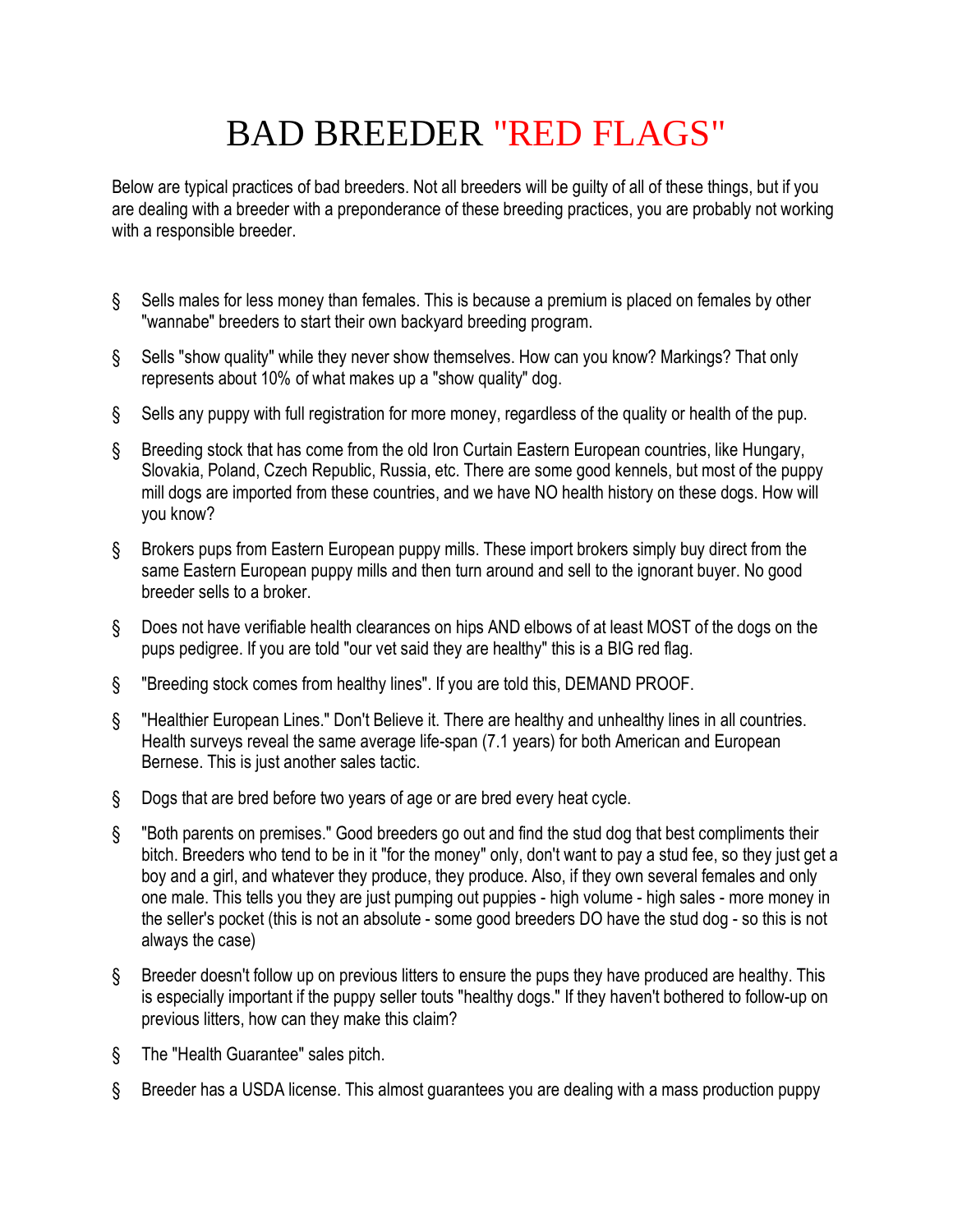# BAD BREEDER "RED FLAGS"

Below are typical practices of bad breeders. Not all breeders will be guilty of all of these things, but if you are dealing with a breeder with a preponderance of these breeding practices, you are probably not working with a responsible breeder.

- Sells males for less money than females. This is because a premium is placed on females by other "wannabe" breeders to start their own backyard breeding program.
- Sells "show quality" while they never show themselves. How can you know? Markings? That only represents about 10% of what makes up a "show quality" dog.
- Sells any puppy with full registration for more money, regardless of the quality or health of the pup.
- Breeding stock that has come from the old Iron Curtain Eastern European countries, like Hungary, Slovakia, Poland, Czech Republic, Russia, etc. There are some good kennels, but most of the puppy mill dogs are imported from these countries, and we have NO health history on these dogs. How will you know?
- Brokers pups from Eastern European puppy mills. These import brokers simply buy direct from the same Eastern European puppy mills and then turn around and sell to the ignorant buyer. No good breeder sells to a broker.
- Does not have verifiable health clearances on hips AND elbows of at least MOST of the dogs on the pups pedigree. If you are told "our vet said they are healthy" this is a BIG red flag.
- "Breeding stock comes from healthy lines". If you are told this, DEMAND PROOF.
- "Healthier European Lines." Don't Believe it. There are healthy and unhealthy lines in all countries. Health surveys reveal the same average life-span (7.1 years) for both American and European Bernese. This is just another sales tactic.
- Dogs that are bred before two years of age or are bred every heat cycle.
- "Both parents on premises." Good breeders go out and find the stud dog that best compliments their bitch. Breeders who tend to be in it "for the money" only, don't want to pay a stud fee, so they just get a boy and a girl, and whatever they produce, they produce. Also, if they own several females and only one male. This tells you they are just pumping out puppies - high volume - high sales - more money in the seller's pocket (this is not an absolute - some good breeders DO have the stud dog - so this is not always the case)
- Breeder doesn't follow up on previous litters to ensure the pups they have produced are healthy. This is especially important if the puppy seller touts "healthy dogs." If they haven't bothered to follow-up on previous litters, how can they make this claim?
- The "Health Guarantee" sales pitch.
- Breeder has a USDA license. This almost guarantees you are dealing with a mass production puppy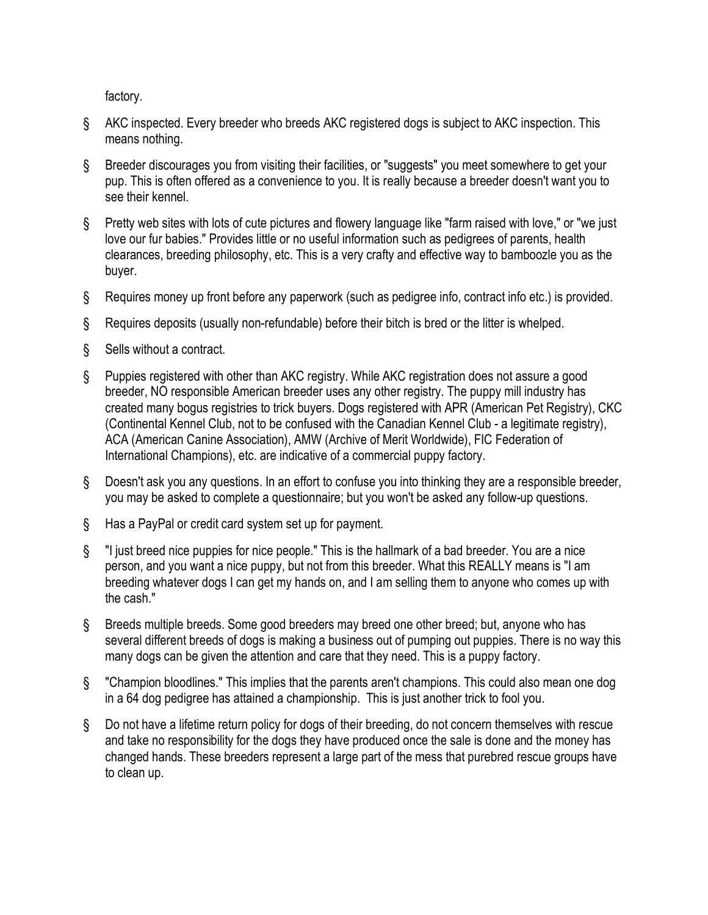factory.

- AKC inspected. Every breeder who breeds AKC registered dogs is subject to AKC inspection. This means nothing.
- Breeder discourages you from visiting their facilities, or "suggests" you meet somewhere to get your pup. This is often offered as a convenience to you. It is really because a breeder doesn't want you to see their kennel.
- Pretty web sites with lots of cute pictures and flowery language like "farm raised with love," or "we just love our fur babies." Provides little or no useful information such as pedigrees of parents, health clearances, breeding philosophy, etc. This is a very crafty and effective way to bamboozle you as the buyer.
- Requires money up front before any paperwork (such as pedigree info, contract info etc.) is provided.
- Requires deposits (usually non-refundable) before their bitch is bred or the litter is whelped.
- Sells without a contract.
- Puppies registered with other than AKC registry. While AKC registration does not assure a good breeder, NO responsible American breeder uses any other registry. The puppy mill industry has created many bogus registries to trick buyers. Dogs registered with APR (American Pet Registry), CKC (Continental Kennel Club, not to be confused with the Canadian Kennel Club - a legitimate registry), ACA (American Canine Association), AMW (Archive of Merit Worldwide), FIC Federation of International Champions), etc. are indicative of a commercial puppy factory.
- Doesn't ask you any questions. In an effort to confuse you into thinking they are a responsible breeder, you may be asked to complete a questionnaire; but you won't be asked any follow-up questions.
- Has a PayPal or credit card system set up for payment.
- "I just breed nice puppies for nice people." This is the hallmark of a bad breeder. You are a nice person, and you want a nice puppy, but not from this breeder. What this REALLY means is "I am breeding whatever dogs I can get my hands on, and I am selling them to anyone who comes up with the cash."
- Breeds multiple breeds. Some good breeders may breed one other breed; but, anyone who has several different breeds of dogs is making a business out of pumping out puppies. There is no way this many dogs can be given the attention and care that they need. This is a puppy factory.
- "Champion bloodlines." This implies that the parents aren't champions. This could also mean one dog in a 64 dog pedigree has attained a championship. This is just another trick to fool you.
- Do not have a lifetime return policy for dogs of their breeding, do not concern themselves with rescue and take no responsibility for the dogs they have produced once the sale is done and the money has changed hands. These breeders represent a large part of the mess that purebred rescue groups have to clean up.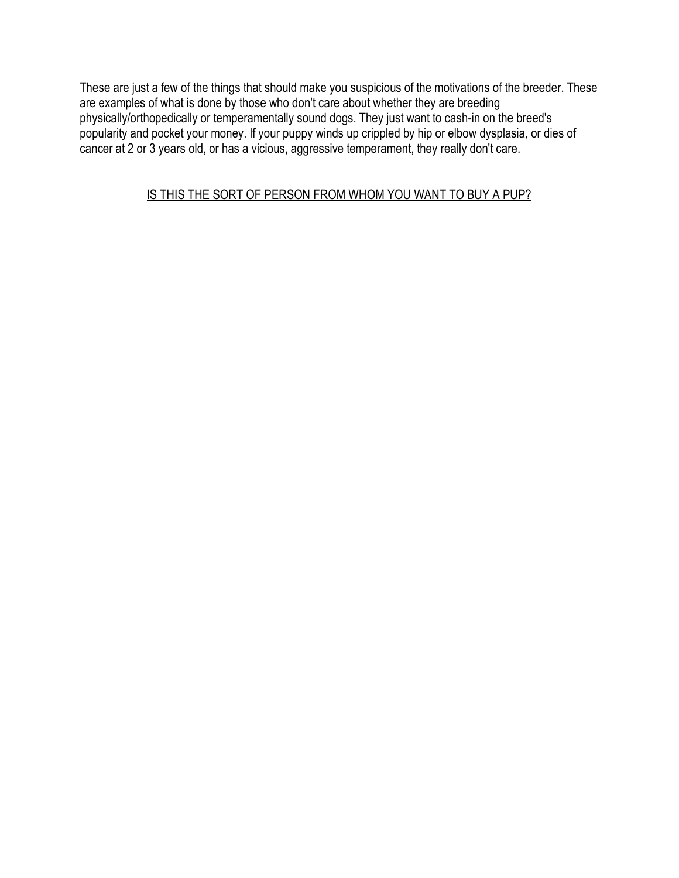These are just a few of the things that should make you suspicious of the motivations of the breeder. These are examples of what is done by those who don't care about whether they are breeding physically/orthopedically or temperamentally sound dogs. They just want to cash-in on the breed's popularity and pocket your money. If your puppy winds up crippled by hip or elbow dysplasia, or dies of cancer at 2 or 3 years old, or has a vicious, aggressive temperament, they really don't care.

<u>IS THIS THE SORT OF PERSON FROM WHOM YOU WANT TO BUY A PUP?</u>